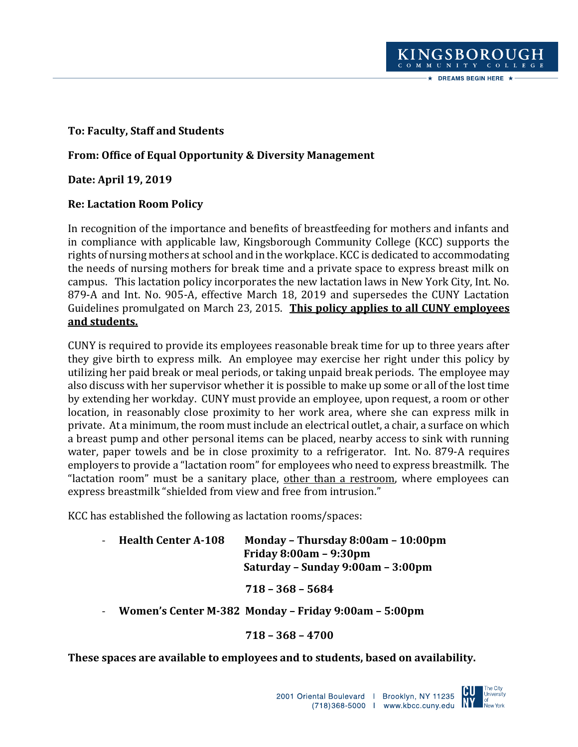**To: Faculty, Staff and Students**

**From: Office of Equal Opportunity & Diversity Management**

**Date: April 19, 2019**

**Re: Lactation Room Policy**

In recognition of the importance and benefits of breastfeeding for mothers and infants and in compliance with applicable law, Kingsborough Community College (KCC) supports the rights of nursing mothers at school and in the workplace. KCC is dedicated to accommodating the needs of nursing mothers for break time and a private space to express breast milk on campus. This lactation policy incorporates the new lactation laws in New York City, Int. No. 879-A and Int. No. 905-A, effective March 18, 2019 and supersedes the CUNY Lactation Guidelines promulgated on March 23, 2015. **<u>This policy applies to all CUNY employees and students.</u>**

CUNY is required to provide its employees reasonable break time for up to three years after they give birth to express milk. An employee may exercise her right under this policy by utilizing her paid break or meal periods, or taking unpaid break periods. The employee may also discuss with her supervisor whether it is possible to make up some or all of the lost time by extending her workday. CUNY must provide an employee, upon request, a room or other location, in reasonably close proximity to her work area, where she can express milk in private. At a minimum, the room must include an electrical outlet, a chair, a surface on which a breast pump and other personal items can be placed, nearby access to sink with running water, paper towels and be in close proximity to a refrigerator. Int. No. 879-A requires employers to provide a "lactation room" for employees who need to express breastmilk. The "lactation room" must be a sanitary place, <u>other than a restroom</u>, where employees can express breastmilk "shielded from view and free from intrusion."

KCC has established the following as lactation rooms/spaces:

- **Health Center A-108** **Monday – Thursday 8:00am – 10:00pm**
  **Friday 8:00am – 9:30pm**
  **Saturday – Sunday 9:00am – 3:00pm**

  **718 – 368 – 5684**

- **Women's Center M-382** **Monday – Friday 9:00am – 5:00pm**

  **718 – 368 – 4700**

**These spaces are available to employees and to students, based on availability.**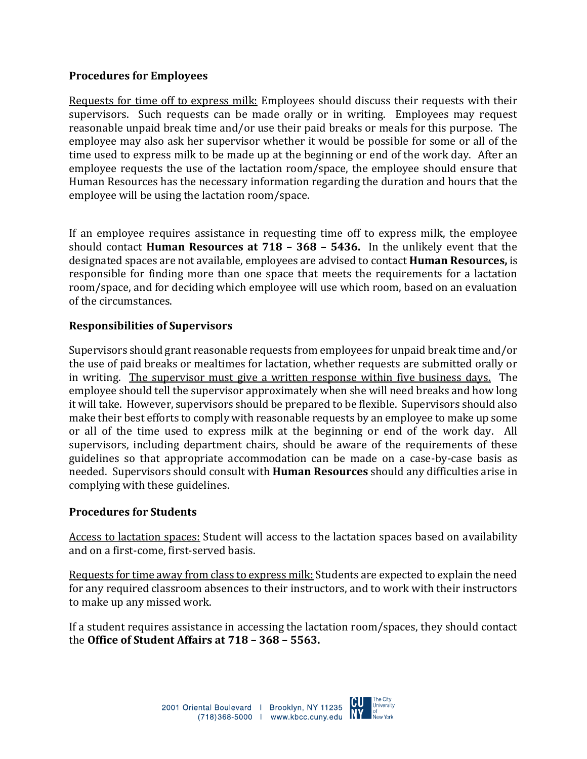### Procedures for Employees

Requests for time off to express milk: Employees should discuss their requests with their supervisors. Such requests can be made orally or in writing. Employees may request reasonable unpaid break time and/or use their paid breaks or meals for this purpose. The employee may also ask her supervisor whether it would be possible for some or all of the time used to express milk to be made up at the beginning or end of the work day. After an employee requests the use of the lactation room/space, the employee should ensure that Human Resources has the necessary information regarding the duration and hours that the employee will be using the lactation room/space.

If an employee requires assistance in requesting time off to express milk, the employee should contact **Human Resources at 718 – 368 – 5436.** In the unlikely event that the designated spaces are not available, employees are advised to contact **Human Resources,** is responsible for finding more than one space that meets the requirements for a lactation room/space, and for deciding which employee will use which room, based on an evaluation of the circumstances.

### Responsibilities of Supervisors

Supervisors should grant reasonable requests from employees for unpaid break time and/or the use of paid breaks or mealtimes for lactation, whether requests are submitted orally or in writing. The supervisor must give a written response within five business days. The employee should tell the supervisor approximately when she will need breaks and how long it will take. However, supervisors should be prepared to be flexible. Supervisors should also make their best efforts to comply with reasonable requests by an employee to make up some or all of the time used to express milk at the beginning or end of the work day. All supervisors, including department chairs, should be aware of the requirements of these guidelines so that appropriate accommodation can be made on a case-by-case basis as needed. Supervisors should consult with **Human Resources** should any difficulties arise in complying with these guidelines.

### Procedures for Students

Access to lactation spaces: Student will access to the lactation spaces based on availability and on a first-come, first-served basis.

Requests for time away from class to express milk: Students are expected to explain the need for any required classroom absences to their instructors, and to work with their instructors to make up any missed work.

If a student requires assistance in accessing the lactation room/spaces, they should contact the **Office of Student Affairs at 718 – 368 – 5563.**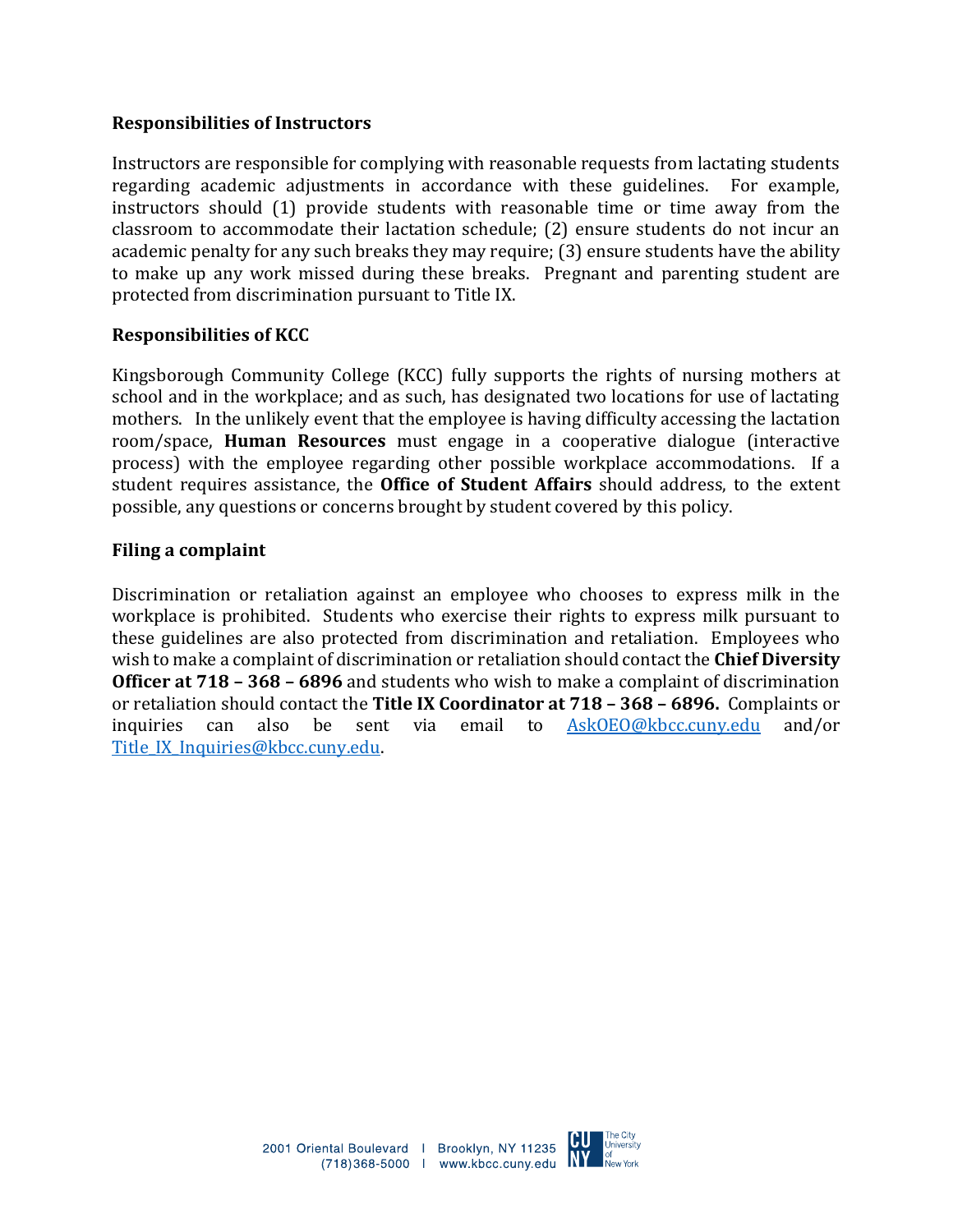**Responsibilities of Instructors**

Instructors are responsible for complying with reasonable requests from lactating students regarding academic adjustments in accordance with these guidelines. For example, instructors should (1) provide students with reasonable time or time away from the classroom to accommodate their lactation schedule; (2) ensure students do not incur an academic penalty for any such breaks they may require; (3) ensure students have the ability to make up any work missed during these breaks. Pregnant and parenting student are protected from discrimination pursuant to Title IX.

**Responsibilities of KCC**

Kingsborough Community College (KCC) fully supports the rights of nursing mothers at school and in the workplace; and as such, has designated two locations for use of lactating mothers. In the unlikely event that the employee is having difficulty accessing the lactation room/space, **Human Resources** must engage in a cooperative dialogue (interactive process) with the employee regarding other possible workplace accommodations. If a student requires assistance, the **Office of Student Affairs** should address, to the extent possible, any questions or concerns brought by student covered by this policy.

**Filing a complaint**

Discrimination or retaliation against an employee who chooses to express milk in the workplace is prohibited. Students who exercise their rights to express milk pursuant to these guidelines are also protected from discrimination and retaliation. Employees who wish to make a complaint of discrimination or retaliation should contact the **Chief Diversity Officer at 718 – 368 – 6896** and students who wish to make a complaint of discrimination or retaliation should contact the **Title IX Coordinator at 718 – 368 – 6896.** Complaints or inquiries can also be sent via email to AskOEO@kbcc.cuny.edu and/or Title_IX_Inquiries@kbcc.cuny.edu.